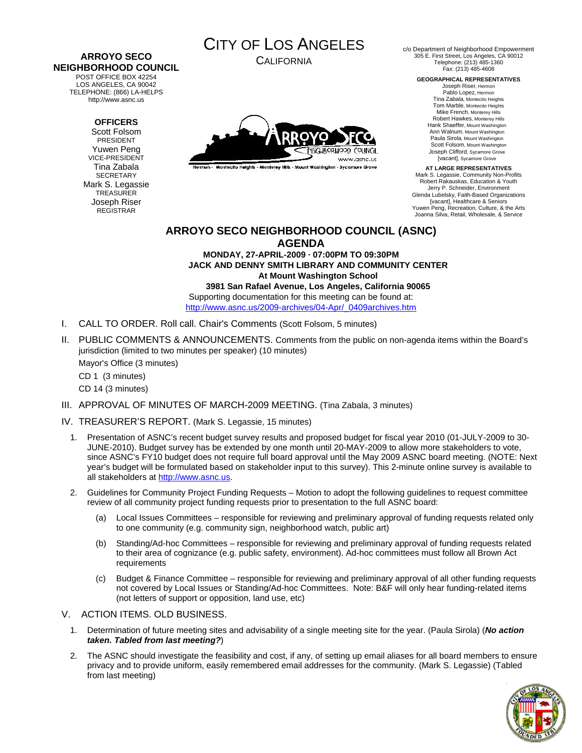**ARROYO SECO NEIGHBORHOOD COUNCIL**
POST OFFICE BOX 42254
LOS ANGELES, CA 90042
TELEPHONE: (866) LA-HELPS
http://www.asnc.us

**OFFICERS**
Scott Folsom
PRESIDENT
Yuwen Peng
VICE-PRESIDENT
Tina Zabala
SECRETARY
Mark S. Legassie
TREASURER
Joseph Riser
REGISTRAR

CITY OF LOS ANGELES
CALIFORNIA

c/o Department of Neighborhood Empowerment
305 E. First Street, Los Angeles, CA 90012
Telephone: (213) 485-1360
Fax: (213) 485-4608

**GEOGRAPHICAL REPRESENTATIVES**
Joseph Riser, Hermon
Pablo Lopez, Hermon
Tina Zabala, Montecito Heights
Tom Marble, Montecito Heights
Mike French, Monterey Hills
Robert Hawkes, Monterey Hills
Hank Shaeffer, Mount Washington
Ann Walnum, Mount Washington
Paula Sirola, Mount Washington
Scott Folsom, Mount Washington
Joseph Clifford, Sycamore Grove
[vacant], Sycamore Grove

**AT LARGE REPRESENTATIVES**
Mark S. Legassie, Community Non-Profits
Robert Rakauskas, Education & Youth
Jerry P. Schneider, Environment
Glenda Lubelsky, Faith-Based Organizations
[vacant], Healthcare & Seniors
Yuwen Peng, Recreation, Culture, & the Arts
Joanna Silva, Retail, Wholesale, & Service

# ARROYO SECO NEIGHBORHOOD COUNCIL (ASNC)
# AGENDA

**MONDAY, 27-APRIL-2009 · 07:00PM TO 09:30PM**
**JACK AND DENNY SMITH LIBRARY AND COMMUNITY CENTER**
**At Mount Washington School**
**3981 San Rafael Avenue, Los Angeles, California 90065**
Supporting documentation for this meeting can be found at:
http://www.asnc.us/2009-archives/04-Apr/_0409archives.htm

I. CALL TO ORDER. Roll call. Chair's Comments (Scott Folsom, 5 minutes)

II. PUBLIC COMMENTS & ANNOUNCEMENTS. Comments from the public on non-agenda items within the Board's jurisdiction (limited to two minutes per speaker) (10 minutes)
Mayor's Office (3 minutes)
CD 1 (3 minutes)
CD 14 (3 minutes)

III. APPROVAL OF MINUTES OF MARCH-2009 MEETING. (Tina Zabala, 3 minutes)

IV. TREASURER'S REPORT. (Mark S. Legassie, 15 minutes)

1. Presentation of ASNC's recent budget survey results and proposed budget for fiscal year 2010 (01-JULY-2009 to 30-JUNE-2010). Budget survey has be extended by one month until 20-MAY-2009 to allow more stakeholders to vote, since ASNC's FY10 budget does not require full board approval until the May 2009 ASNC board meeting. (NOTE: Next year's budget will be formulated based on stakeholder input to this survey). This 2-minute online survey is available to all stakeholders at http://www.asnc.us.

2. Guidelines for Community Project Funding Requests – Motion to adopt the following guidelines to request committee review of all community project funding requests prior to presentation to the full ASNC board:

   (a) Local Issues Committees – responsible for reviewing and preliminary approval of funding requests related only to one community (e.g. community sign, neighborhood watch, public art)

   (b) Standing/Ad-hoc Committees – responsible for reviewing and preliminary approval of funding requests related to their area of cognizance (e.g. public safety, environment). Ad-hoc committees must follow all Brown Act requirements

   (c) Budget & Finance Committee – responsible for reviewing and preliminary approval of all other funding requests not covered by Local Issues or Standing/Ad-hoc Committees. Note: B&F will only hear funding-related items (not letters of support or opposition, land use, etc)

V. ACTION ITEMS. OLD BUSINESS.

1. Determination of future meeting sites and advisability of a single meeting site for the year. (Paula Sirola) (***No action taken. Tabled from last meeting?***)

2. The ASNC should investigate the feasibility and cost, if any, of setting up email aliases for all board members to ensure privacy and to provide uniform, easily remembered email addresses for the community. (Mark S. Legassie) (Tabled from last meeting)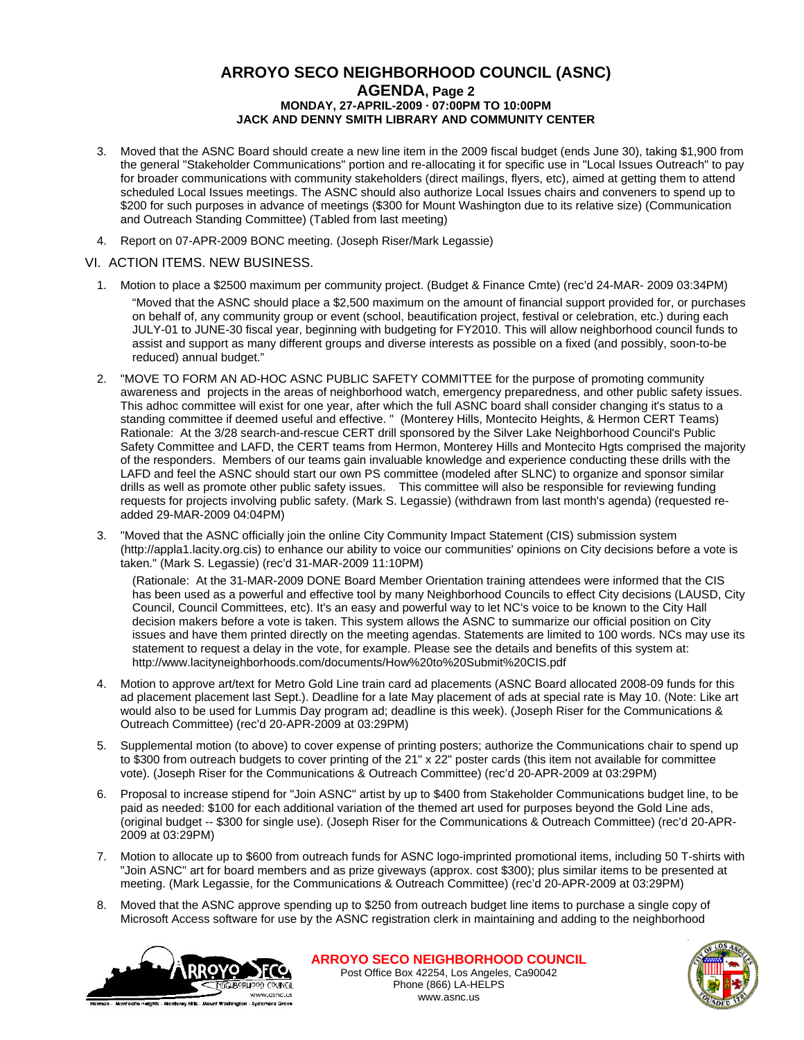3. Moved that the ASNC Board should create a new line item in the 2009 fiscal budget (ends June 30), taking $1,900 from the general "Stakeholder Communications" portion and re-allocating it for specific use in "Local Issues Outreach" to pay for broader communications with community stakeholders (direct mailings, flyers, etc), aimed at getting them to attend scheduled Local Issues meetings. The ASNC should also authorize Local Issues chairs and conveners to spend up to $200 for such purposes in advance of meetings ($300 for Mount Washington due to its relative size) (Communication and Outreach Standing Committee) (Tabled from last meeting)

4. Report on 07-APR-2009 BONC meeting. (Joseph Riser/Mark Legassie)

## VI. ACTION ITEMS. NEW BUSINESS.

1. Motion to place a $2500 maximum per community project. (Budget & Finance Cmte) (rec'd 24-MAR- 2009 03:34PM)

   "Moved that the ASNC should place a $2,500 maximum on the amount of financial support provided for, or purchases on behalf of, any community group or event (school, beautification project, festival or celebration, etc.) during each JULY-01 to JUNE-30 fiscal year, beginning with budgeting for FY2010. This will allow neighborhood council funds to assist and support as many different groups and diverse interests as possible on a fixed (and possibly, soon-to-be reduced) annual budget."

2. "MOVE TO FORM AN AD-HOC ASNC PUBLIC SAFETY COMMITTEE for the purpose of promoting community awareness and projects in the areas of neighborhood watch, emergency preparedness, and other public safety issues. This adhoc committee will exist for one year, after which the full ASNC board shall consider changing it's status to a standing committee if deemed useful and effective. " (Monterey Hills, Montecito Heights, & Hermon CERT Teams) Rationale: At the 3/28 search-and-rescue CERT drill sponsored by the Silver Lake Neighborhood Council's Public Safety Committee and LAFD, the CERT teams from Hermon, Monterey Hills and Montecito Hgts comprised the majority of the responders. Members of our teams gain invaluable knowledge and experience conducting these drills with the LAFD and feel the ASNC should start our own PS committee (modeled after SLNC) to organize and sponsor similar drills as well as promote other public safety issues. This committee will also be responsible for reviewing funding requests for projects involving public safety. (Mark S. Legassie) (withdrawn from last month's agenda) (requested re-added 29-MAR-2009 04:04PM)

3. "Moved that the ASNC officially join the online City Community Impact Statement (CIS) submission system (http://appla1.lacity.org.cis) to enhance our ability to voice our communities' opinions on City decisions before a vote is taken." (Mark S. Legassie) (rec'd 31-MAR-2009 11:10PM)

   (Rationale: At the 31-MAR-2009 DONE Board Member Orientation training attendees were informed that the CIS has been used as a powerful and effective tool by many Neighborhood Councils to effect City decisions (LAUSD, City Council, Council Committees, etc). It's an easy and powerful way to let NC's voice to be known to the City Hall decision makers before a vote is taken. This system allows the ASNC to summarize our official position on City issues and have them printed directly on the meeting agendas. Statements are limited to 100 words. NCs may use its statement to request a delay in the vote, for example. Please see the details and benefits of this system at: http://www.lacityneighborhoods.com/documents/How%20to%20Submit%20CIS.pdf

4. Motion to approve art/text for Metro Gold Line train card ad placements (ASNC Board allocated 2008-09 funds for this ad placement placement last Sept.). Deadline for a late May placement of ads at special rate is May 10. (Note: Like art would also to be used for Lummis Day program ad; deadline is this week). (Joseph Riser for the Communications & Outreach Committee) (rec'd 20-APR-2009 at 03:29PM)

5. Supplemental motion (to above) to cover expense of printing posters; authorize the Communications chair to spend up to $300 from outreach budgets to cover printing of the 21" x 22" poster cards (this item not available for committee vote). (Joseph Riser for the Communications & Outreach Committee) (rec'd 20-APR-2009 at 03:29PM)

6. Proposal to increase stipend for "Join ASNC" artist by up to $400 from Stakeholder Communications budget line, to be paid as needed: $100 for each additional variation of the themed art used for purposes beyond the Gold Line ads, (original budget -- $300 for single use). (Joseph Riser for the Communications & Outreach Committee) (rec'd 20-APR-2009 at 03:29PM)

7. Motion to allocate up to $600 from outreach funds for ASNC logo-imprinted promotional items, including 50 T-shirts with "Join ASNC" art for board members and as prize giveways (approx. cost $300); plus similar items to be presented at meeting. (Mark Legassie, for the Communications & Outreach Committee) (rec'd 20-APR-2009 at 03:29PM)

8. Moved that the ASNC approve spending up to $250 from outreach budget line items to purchase a single copy of Microsoft Access software for use by the ASNC registration clerk in maintaining and adding to the neighborhood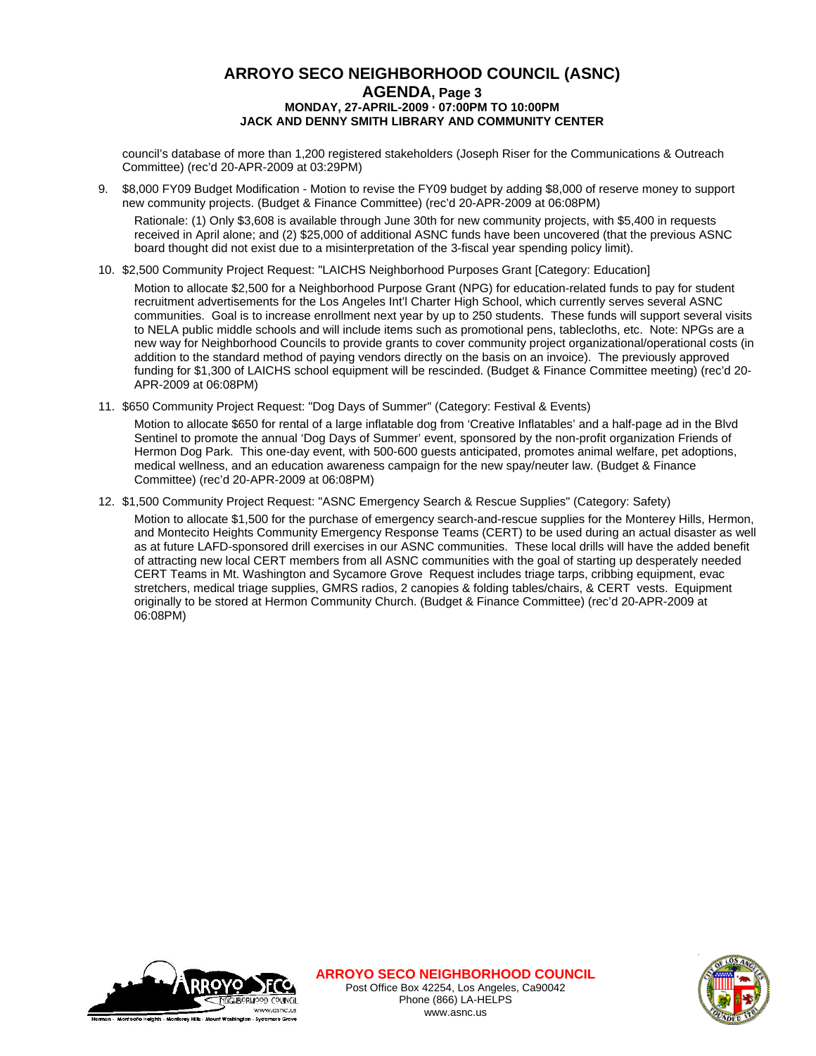council's database of more than 1,200 registered stakeholders (Joseph Riser for the Communications & Outreach Committee) (rec'd 20-APR-2009 at 03:29PM)

9. $8,000 FY09 Budget Modification - Motion to revise the FY09 budget by adding $8,000 of reserve money to support new community projects. (Budget & Finance Committee) (rec'd 20-APR-2009 at 06:08PM)

   Rationale: (1) Only $3,608 is available through June 30th for new community projects, with $5,400 in requests received in April alone; and (2) $25,000 of additional ASNC funds have been uncovered (that the previous ASNC board thought did not exist due to a misinterpretation of the 3-fiscal year spending policy limit).

10. $2,500 Community Project Request: "LAICHS Neighborhood Purposes Grant [Category: Education]

    Motion to allocate $2,500 for a Neighborhood Purpose Grant (NPG) for education-related funds to pay for student recruitment advertisements for the Los Angeles Int'l Charter High School, which currently serves several ASNC communities. Goal is to increase enrollment next year by up to 250 students. These funds will support several visits to NELA public middle schools and will include items such as promotional pens, tablecloths, etc. Note: NPGs are a new way for Neighborhood Councils to provide grants to cover community project organizational/operational costs (in addition to the standard method of paying vendors directly on the basis on an invoice). The previously approved funding for $1,300 of LAICHS school equipment will be rescinded. (Budget & Finance Committee meeting) (rec'd 20-APR-2009 at 06:08PM)

11. $650 Community Project Request: "Dog Days of Summer" (Category: Festival & Events)

    Motion to allocate $650 for rental of a large inflatable dog from 'Creative Inflatables' and a half-page ad in the Blvd Sentinel to promote the annual 'Dog Days of Summer' event, sponsored by the non-profit organization Friends of Hermon Dog Park. This one-day event, with 500-600 guests anticipated, promotes animal welfare, pet adoptions, medical wellness, and an education awareness campaign for the new spay/neuter law. (Budget & Finance Committee) (rec'd 20-APR-2009 at 06:08PM)

12. $1,500 Community Project Request: "ASNC Emergency Search & Rescue Supplies" (Category: Safety)

    Motion to allocate $1,500 for the purchase of emergency search-and-rescue supplies for the Monterey Hills, Hermon, and Montecito Heights Community Emergency Response Teams (CERT) to be used during an actual disaster as well as at future LAFD-sponsored drill exercises in our ASNC communities. These local drills will have the added benefit of attracting new local CERT members from all ASNC communities with the goal of starting up desperately needed CERT Teams in Mt. Washington and Sycamore Grove Request includes triage tarps, cribbing equipment, evac stretchers, medical triage supplies, GMRS radios, 2 canopies & folding tables/chairs, & CERT vests. Equipment originally to be stored at Hermon Community Church. (Budget & Finance Committee) (rec'd 20-APR-2009 at 06:08PM)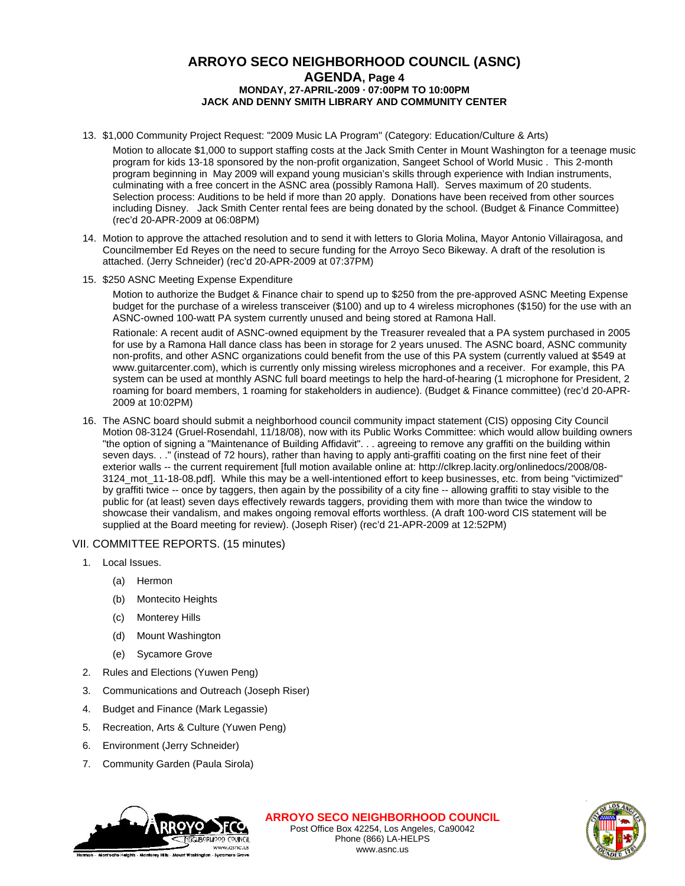13. $1,000 Community Project Request: "2009 Music LA Program" (Category: Education/Culture & Arts)

    Motion to allocate $1,000 to support staffing costs at the Jack Smith Center in Mount Washington for a teenage music program for kids 13-18 sponsored by the non-profit organization, Sangeet School of World Music . This 2-month program beginning in May 2009 will expand young musician's skills through experience with Indian instruments, culminating with a free concert in the ASNC area (possibly Ramona Hall). Serves maximum of 20 students. Selection process: Auditions to be held if more than 20 apply. Donations have been received from other sources including Disney. Jack Smith Center rental fees are being donated by the school. (Budget & Finance Committee) (rec'd 20-APR-2009 at 06:08PM)

14. Motion to approve the attached resolution and to send it with letters to Gloria Molina, Mayor Antonio Villairagosa, and Councilmember Ed Reyes on the need to secure funding for the Arroyo Seco Bikeway. A draft of the resolution is attached. (Jerry Schneider) (rec'd 20-APR-2009 at 07:37PM)

15. $250 ASNC Meeting Expense Expenditure

    Motion to authorize the Budget & Finance chair to spend up to $250 from the pre-approved ASNC Meeting Expense budget for the purchase of a wireless transceiver ($100) and up to 4 wireless microphones ($150) for the use with an ASNC-owned 100-watt PA system currently unused and being stored at Ramona Hall.

    Rationale: A recent audit of ASNC-owned equipment by the Treasurer revealed that a PA system purchased in 2005 for use by a Ramona Hall dance class has been in storage for 2 years unused. The ASNC board, ASNC community non-profits, and other ASNC organizations could benefit from the use of this PA system (currently valued at $549 at www.guitarcenter.com), which is currently only missing wireless microphones and a receiver. For example, this PA system can be used at monthly ASNC full board meetings to help the hard-of-hearing (1 microphone for President, 2 roaming for board members, 1 roaming for stakeholders in audience). (Budget & Finance committee) (rec'd 20-APR-2009 at 10:02PM)

16. The ASNC board should submit a neighborhood council community impact statement (CIS) opposing City Council Motion 08-3124 (Gruel-Rosendahl, 11/18/08), now with its Public Works Committee: which would allow building owners "the option of signing a "Maintenance of Building Affidavit". . . agreeing to remove any graffiti on the building within seven days. . ." (instead of 72 hours), rather than having to apply anti-graffiti coating on the first nine feet of their exterior walls -- the current requirement [full motion available online at: http://clkrep.lacity.org/onlinedocs/2008/08-3124_mot_11-18-08.pdf]. While this may be a well-intentioned effort to keep businesses, etc. from being "victimized" by graffiti twice -- once by taggers, then again by the possibility of a city fine -- allowing graffiti to stay visible to the public for (at least) seven days effectively rewards taggers, providing them with more than twice the window to showcase their vandalism, and makes ongoing removal efforts worthless. (A draft 100-word CIS statement will be supplied at the Board meeting for review). (Joseph Riser) (rec'd 21-APR-2009 at 12:52PM)

## VII. COMMITTEE REPORTS. (15 minutes)

1. Local Issues.
   - (a) Hermon
   - (b) Montecito Heights
   - (c) Monterey Hills
   - (d) Mount Washington
   - (e) Sycamore Grove
2. Rules and Elections (Yuwen Peng)
3. Communications and Outreach (Joseph Riser)
4. Budget and Finance (Mark Legassie)
5. Recreation, Arts & Culture (Yuwen Peng)
6. Environment (Jerry Schneider)
7. Community Garden (Paula Sirola)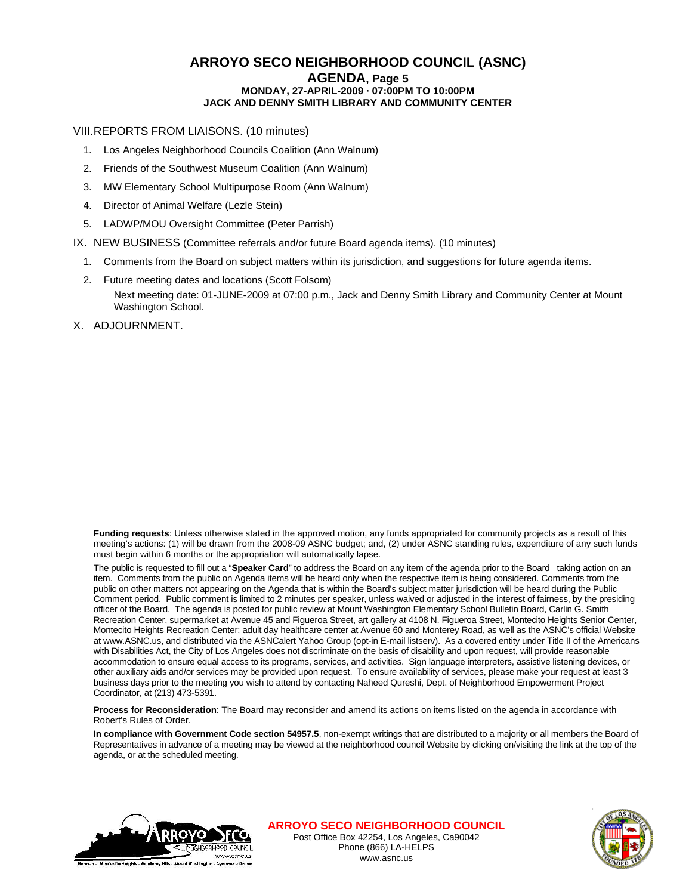# ARROYO SECO NEIGHBORHOOD COUNCIL (ASNC)

## AGENDA, Page 5

**MONDAY, 27-APRIL-2009 · 07:00PM TO 10:00PM**
**JACK AND DENNY SMITH LIBRARY AND COMMUNITY CENTER**

VIII. REPORTS FROM LIAISONS. (10 minutes)

1. Los Angeles Neighborhood Councils Coalition (Ann Walnum)
2. Friends of the Southwest Museum Coalition (Ann Walnum)
3. MW Elementary School Multipurpose Room (Ann Walnum)
4. Director of Animal Welfare (Lezle Stein)
5. LADWP/MOU Oversight Committee (Peter Parrish)

IX. NEW BUSINESS (Committee referrals and/or future Board agenda items). (10 minutes)

1. Comments from the Board on subject matters within its jurisdiction, and suggestions for future agenda items.
2. Future meeting dates and locations (Scott Folsom)

   Next meeting date: 01-JUNE-2009 at 07:00 p.m., Jack and Denny Smith Library and Community Center at Mount Washington School.

X. ADJOURNMENT.

**Funding requests**: Unless otherwise stated in the approved motion, any funds appropriated for community projects as a result of this meeting's actions: (1) will be drawn from the 2008-09 ASNC budget; and, (2) under ASNC standing rules, expenditure of any such funds must begin within 6 months or the appropriation will automatically lapse.

The public is requested to fill out a "**Speaker Card**" to address the Board on any item of the agenda prior to the Board taking action on an item. Comments from the public on Agenda items will be heard only when the respective item is being considered. Comments from the public on other matters not appearing on the Agenda that is within the Board's subject matter jurisdiction will be heard during the Public Comment period. Public comment is limited to 2 minutes per speaker, unless waived or adjusted in the interest of fairness, by the presiding officer of the Board. The agenda is posted for public review at Mount Washington Elementary School Bulletin Board, Carlin G. Smith Recreation Center, supermarket at Avenue 45 and Figueroa Street, art gallery at 4108 N. Figueroa Street, Montecito Heights Senior Center, Montecito Heights Recreation Center; adult day healthcare center at Avenue 60 and Monterey Road, as well as the ASNC's official Website at www.ASNC.us, and distributed via the ASNCalert Yahoo Group (opt-in E-mail listserv). As a covered entity under Title II of the Americans with Disabilities Act, the City of Los Angeles does not discriminate on the basis of disability and upon request, will provide reasonable accommodation to ensure equal access to its programs, services, and activities. Sign language interpreters, assistive listening devices, or other auxiliary aids and/or services may be provided upon request. To ensure availability of services, please make your request at least 3 business days prior to the meeting you wish to attend by contacting Naheed Qureshi, Dept. of Neighborhood Empowerment Project Coordinator, at (213) 473-5391.

**Process for Reconsideration**: The Board may reconsider and amend its actions on items listed on the agenda in accordance with Robert's Rules of Order.

**In compliance with Government Code section 54957.5**, non-exempt writings that are distributed to a majority or all members the Board of Representatives in advance of a meeting may be viewed at the neighborhood council Website by clicking on/visiting the link at the top of the agenda, or at the scheduled meeting.

**ARROYO SECO NEIGHBORHOOD COUNCIL**
Post Office Box 42254, Los Angeles, Ca90042
Phone (866) LA-HELPS
www.asnc.us